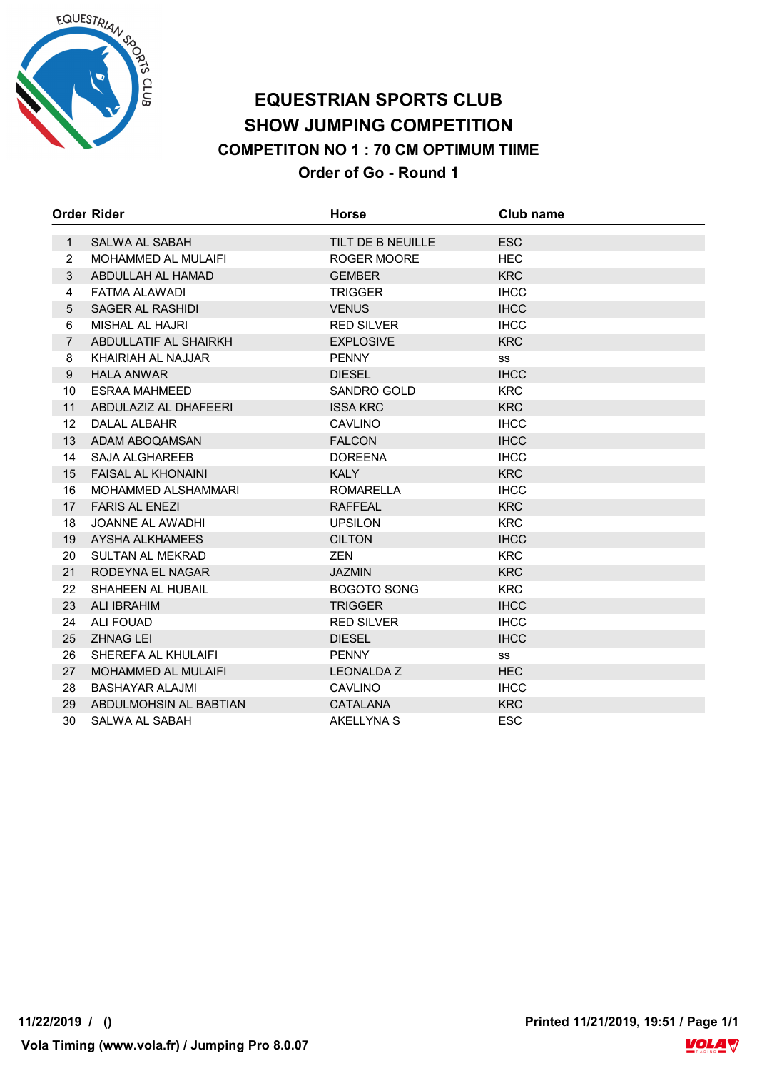# EQUESTRIAN SPORTS CLUB

## SHOW JUMPING COMPETITION

### COMPETITON NO 1 : 70 CM OPTIMUM TIIME

### Order of Go - Round 1

| Order | Rider | Horse | Club name |
|---|---|---|---|
| 1 | SALWA AL SABAH | TILT DE B NEUILLE | ESC |
| 2 | MOHAMMED AL MULAIFI | ROGER MOORE | HEC |
| 3 | ABDULLAH AL HAMAD | GEMBER | KRC |
| 4 | FATMA ALAWADI | TRIGGER | IHCC |
| 5 | SAGER AL RASHIDI | VENUS | IHCC |
| 6 | MISHAL AL HAJRI | RED SILVER | IHCC |
| 7 | ABDULLATIF AL SHAIRKH | EXPLOSIVE | KRC |
| 8 | KHAIRIAH AL NAJJAR | PENNY | ss |
| 9 | HALA ANWAR | DIESEL | IHCC |
| 10 | ESRAA MAHMEED | SANDRO GOLD | KRC |
| 11 | ABDULAZIZ AL DHAFEERI | ISSA KRC | KRC |
| 12 | DALAL ALBAHR | CAVLINO | IHCC |
| 13 | ADAM ABOQAMSAN | FALCON | IHCC |
| 14 | SAJA ALGHAREEB | DOREENA | IHCC |
| 15 | FAISAL AL KHONAINI | KALY | KRC |
| 16 | MOHAMMED ALSHAMMARI | ROMARELLA | IHCC |
| 17 | FARIS AL ENEZI | RAFFEAL | KRC |
| 18 | JOANNE AL AWADHI | UPSILON | KRC |
| 19 | AYSHA ALKHAMEES | CILTON | IHCC |
| 20 | SULTAN AL MEKRAD | ZEN | KRC |
| 21 | RODEYNA EL NAGAR | JAZMIN | KRC |
| 22 | SHAHEEN AL HUBAIL | BOGOTO SONG | KRC |
| 23 | ALI IBRAHIM | TRIGGER | IHCC |
| 24 | ALI FOUAD | RED SILVER | IHCC |
| 25 | ZHNAG LEI | DIESEL | IHCC |
| 26 | SHEREFA AL KHULAIFI | PENNY | ss |
| 27 | MOHAMMED AL MULAIFI | LEONALDA Z | HEC |
| 28 | BASHAYAR ALAJMI | CAVLINO | IHCC |
| 29 | ABDULMOHSIN AL BABTIAN | CATALANA | KRC |
| 30 | SALWA AL SABAH | AKELLYNA S | ESC |

**11/22/2019 / ()** **Printed 11/21/2019, 19:51**

**Vola Timing (www.vola.fr) / Jumping Pro 8.0.07**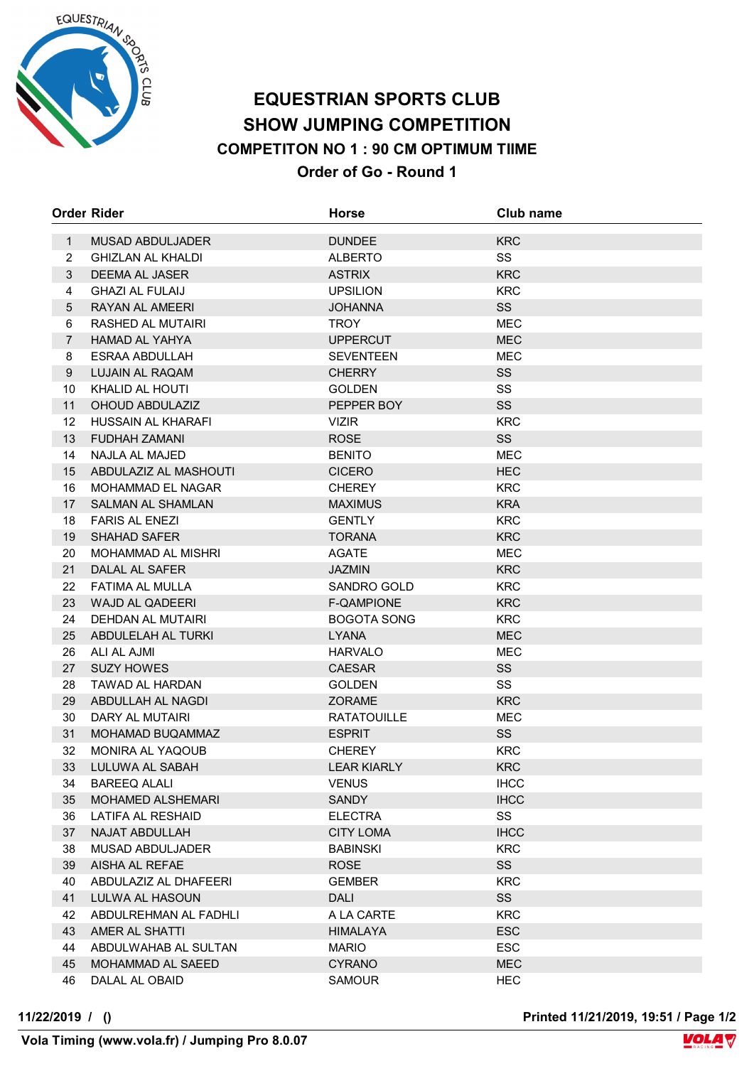# EQUESTRIAN SPORTS CLUB
## SHOW JUMPING COMPETITION
### COMPETITON NO 1 : 90 CM OPTIMUM TIIME
### Order of Go - Round 1

| Order | Rider | Horse | Club name |
|---|---|---|---|
| 1 | MUSAD ABDULJADER | DUNDEE | KRC |
| 2 | GHIZLAN AL KHALDI | ALBERTO | SS |
| 3 | DEEMA AL JASER | ASTRIX | KRC |
| 4 | GHAZI AL FULAIJ | UPSILION | KRC |
| 5 | RAYAN AL AMEERI | JOHANNA | SS |
| 6 | RASHED AL MUTAIRI | TROY | MEC |
| 7 | HAMAD AL YAHYA | UPPERCUT | MEC |
| 8 | ESRAA ABDULLAH | SEVENTEEN | MEC |
| 9 | LUJAIN AL RAQAM | CHERRY | SS |
| 10 | KHALID AL HOUTI | GOLDEN | SS |
| 11 | OHOUD ABDULAZIZ | PEPPER BOY | SS |
| 12 | HUSSAIN AL KHARAFI | VIZIR | KRC |
| 13 | FUDHAH ZAMANI | ROSE | SS |
| 14 | NAJLA AL MAJED | BENITO | MEC |
| 15 | ABDULAZIZ AL MASHOUTI | CICERO | HEC |
| 16 | MOHAMMAD EL NAGAR | CHEREY | KRC |
| 17 | SALMAN AL SHAMLAN | MAXIMUS | KRA |
| 18 | FARIS AL ENEZI | GENTLY | KRC |
| 19 | SHAHAD SAFER | TORANA | KRC |
| 20 | MOHAMMAD AL MISHRI | AGATE | MEC |
| 21 | DALAL AL SAFER | JAZMIN | KRC |
| 22 | FATIMA AL MULLA | SANDRO GOLD | KRC |
| 23 | WAJD AL QADEERI | F-QAMPIONE | KRC |
| 24 | DEHDAN AL MUTAIRI | BOGOTA SONG | KRC |
| 25 | ABDULELAH AL TURKI | LYANA | MEC |
| 26 | ALI AL AJMI | HARVALO | MEC |
| 27 | SUZY HOWES | CAESAR | SS |
| 28 | TAWAD AL HARDAN | GOLDEN | SS |
| 29 | ABDULLAH AL NAGDI | ZORAME | KRC |
| 30 | DARY AL MUTAIRI | RATATOUILLE | MEC |
| 31 | MOHAMAD BUQAMMAZ | ESPRIT | SS |
| 32 | MONIRA AL YAQOUB | CHEREY | KRC |
| 33 | LULUWA AL SABAH | LEAR KIARLY | KRC |
| 34 | BAREEQ ALALI | VENUS | IHCC |
| 35 | MOHAMED ALSHEMARI | SANDY | IHCC |
| 36 | LATIFA AL RESHAID | ELECTRA | SS |
| 37 | NAJAT ABDULLAH | CITY LOMA | IHCC |
| 38 | MUSAD ABDULJADER | BABINSKI | KRC |
| 39 | AISHA AL REFAE | ROSE | SS |
| 40 | ABDULAZIZ AL DHAFEERI | GEMBER | KRC |
| 41 | LULWA AL HASOUN | DALI | SS |
| 42 | ABDULREHMAN AL FADHLI | A LA CARTE | KRC |
| 43 | AMER AL SHATTI | HIMALAYA | ESC |
| 44 | ABDULWAHAB AL SULTAN | MARIO | ESC |
| 45 | MOHAMMAD AL SAEED | CYRANO | MEC |
| 46 | DALAL AL OBAID | SAMOUR | HEC |

11/22/2019 / () Printed 11/21/2019, 19:51 / Page 1/2

Vola Timing (www.vola.fr) / Jumping Pro 8.0.07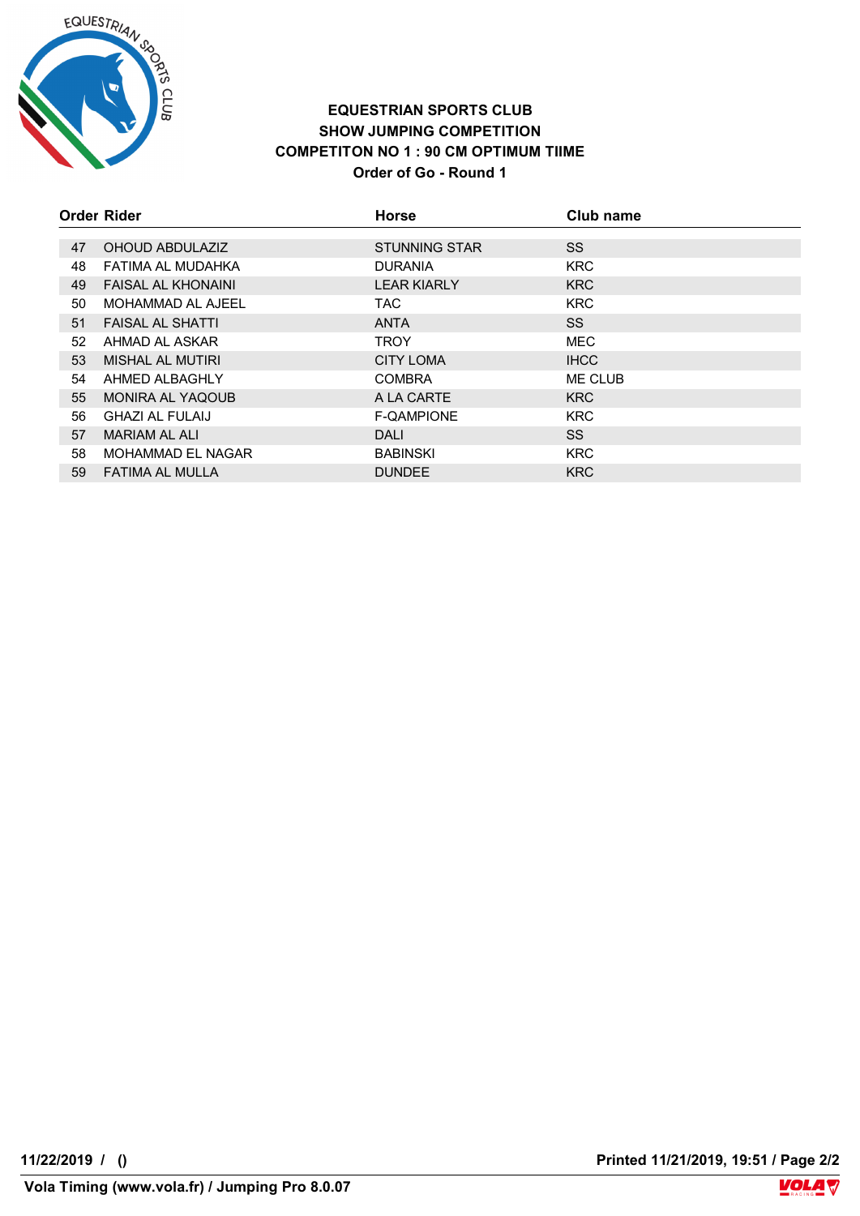**EQUESTRIAN SPORTS CLUB**
**SHOW JUMPING COMPETITION**
**COMPETITON NO 1 : 90 CM OPTIMUM TIIME**
**Order of Go - Round 1**

| Order | Rider | Horse | Club name |
|---|---|---|---|
| 47 | OHOUD ABDULAZIZ | STUNNING STAR | SS |
| 48 | FATIMA AL MUDAHKA | DURANIA | KRC |
| 49 | FAISAL AL KHONAINI | LEAR KIARLY | KRC |
| 50 | MOHAMMAD AL AJEEL | TAC | KRC |
| 51 | FAISAL AL SHATTI | ANTA | SS |
| 52 | AHMAD AL ASKAR | TROY | MEC |
| 53 | MISHAL AL MUTIRI | CITY LOMA | IHCC |
| 54 | AHMED ALBAGHLY | COMBRA | ME CLUB |
| 55 | MONIRA AL YAQOUB | A LA CARTE | KRC |
| 56 | GHAZI AL FULAIJ | F-QAMPIONE | KRC |
| 57 | MARIAM AL ALI | DALI | SS |
| 58 | MOHAMMAD EL NAGAR | BABINSKI | KRC |
| 59 | FATIMA AL MULLA | DUNDEE | KRC |

**11/22/2019 / ()**

**Printed 11/21/2019, 19:51**

**Vola Timing (www.vola.fr) / Jumping Pro 8.0.07**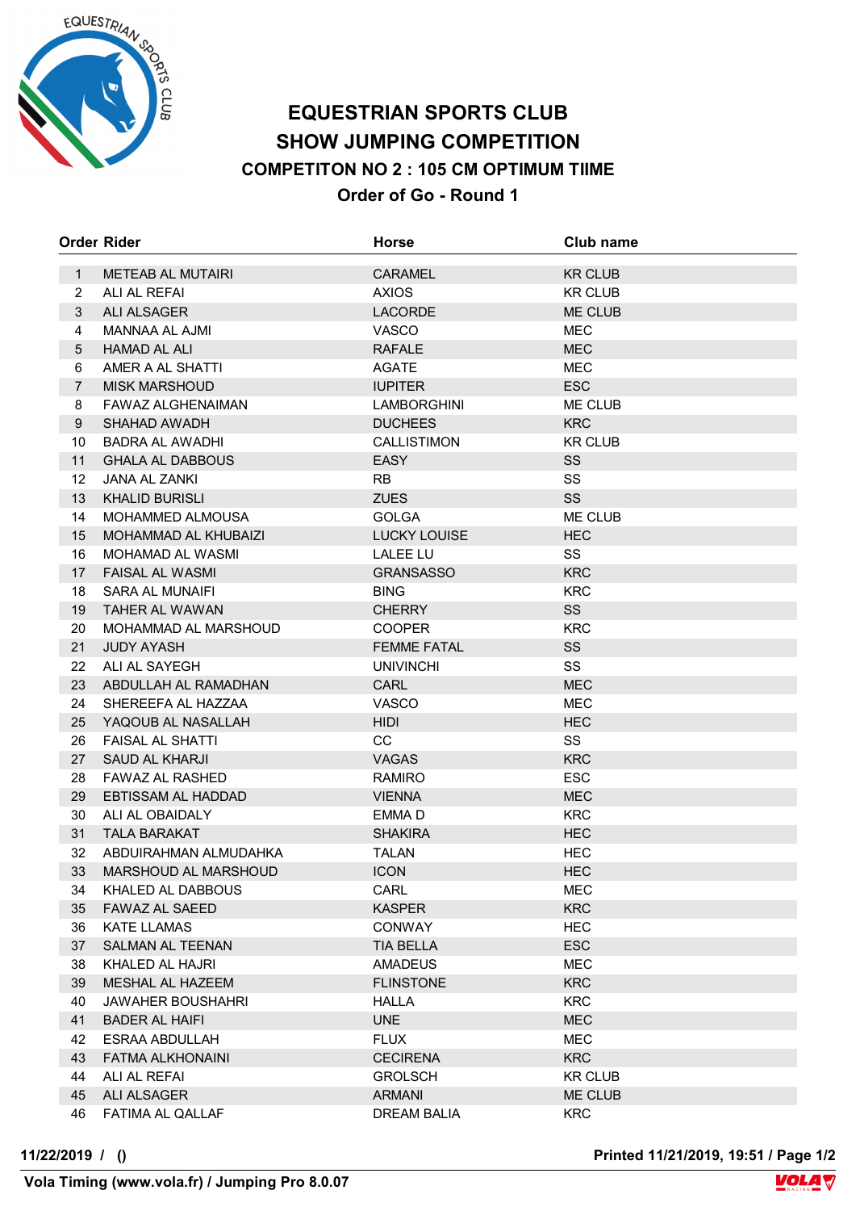# EQUESTRIAN SPORTS CLUB
## SHOW JUMPING COMPETITION
### COMPETITON NO 2 : 105 CM OPTIMUM TIIME
### Order of Go - Round 1

| Order | Rider | Horse | Club name |
|---|---|---|---|
| 1 | METEAB AL MUTAIRI | CARAMEL | KR CLUB |
| 2 | ALI AL REFAI | AXIOS | KR CLUB |
| 3 | ALI ALSAGER | LACORDE | ME CLUB |
| 4 | MANNAA AL AJMI | VASCO | MEC |
| 5 | HAMAD AL ALI | RAFALE | MEC |
| 6 | AMER A AL SHATTI | AGATE | MEC |
| 7 | MISK MARSHOUD | IUPITER | ESC |
| 8 | FAWAZ ALGHENAIMAN | LAMBORGHINI | ME CLUB |
| 9 | SHAHAD AWADH | DUCHEES | KRC |
| 10 | BADRA AL AWADHI | CALLISTIMON | KR CLUB |
| 11 | GHALA AL DABBOUS | EASY | SS |
| 12 | JANA AL ZANKI | RB | SS |
| 13 | KHALID BURISLI | ZUES | SS |
| 14 | MOHAMMED ALMOUSA | GOLGA | ME CLUB |
| 15 | MOHAMMAD AL KHUBAIZI | LUCKY LOUISE | HEC |
| 16 | MOHAMAD AL WASMI | LALEE LU | SS |
| 17 | FAISAL AL WASMI | GRANSASSO | KRC |
| 18 | SARA AL MUNAIFI | BING | KRC |
| 19 | TAHER AL WAWAN | CHERRY | SS |
| 20 | MOHAMMAD AL MARSHOUD | COOPER | KRC |
| 21 | JUDY AYASH | FEMME FATAL | SS |
| 22 | ALI AL SAYEGH | UNIVINCHI | SS |
| 23 | ABDULLAH AL RAMADHAN | CARL | MEC |
| 24 | SHEREEFA AL HAZZAA | VASCO | MEC |
| 25 | YAQOUB AL NASALLAH | HIDI | HEC |
| 26 | FAISAL AL SHATTI | CC | SS |
| 27 | SAUD AL KHARJI | VAGAS | KRC |
| 28 | FAWAZ AL RASHED | RAMIRO | ESC |
| 29 | EBTISSAM AL HADDAD | VIENNA | MEC |
| 30 | ALI AL OBAIDALY | EMMA D | KRC |
| 31 | TALA BARAKAT | SHAKIRA | HEC |
| 32 | ABDUIRAHMAN ALMUDAHKA | TALAN | HEC |
| 33 | MARSHOUD AL MARSHOUD | ICON | HEC |
| 34 | KHALED AL DABBOUS | CARL | MEC |
| 35 | FAWAZ AL SAEED | KASPER | KRC |
| 36 | KATE LLAMAS | CONWAY | HEC |
| 37 | SALMAN AL TEENAN | TIA BELLA | ESC |
| 38 | KHALED AL HAJRI | AMADEUS | MEC |
| 39 | MESHAL AL HAZEEM | FLINSTONE | KRC |
| 40 | JAWAHER BOUSHAHRI | HALLA | KRC |
| 41 | BADER AL HAIFI | UNE | MEC |
| 42 | ESRAA ABDULLAH | FLUX | MEC |
| 43 | FATMA ALKHONAINI | CECIRENA | KRC |
| 44 | ALI AL REFAI | GROLSCH | KR CLUB |
| 45 | ALI ALSAGER | ARMANI | ME CLUB |
| 46 | FATIMA AL QALLAF | DREAM BALIA | KRC |

11/22/2019 / ()

Printed 11/21/2019, 19:51 / Page 1/2

Vola Timing (www.vola.fr) / Jumping Pro 8.0.07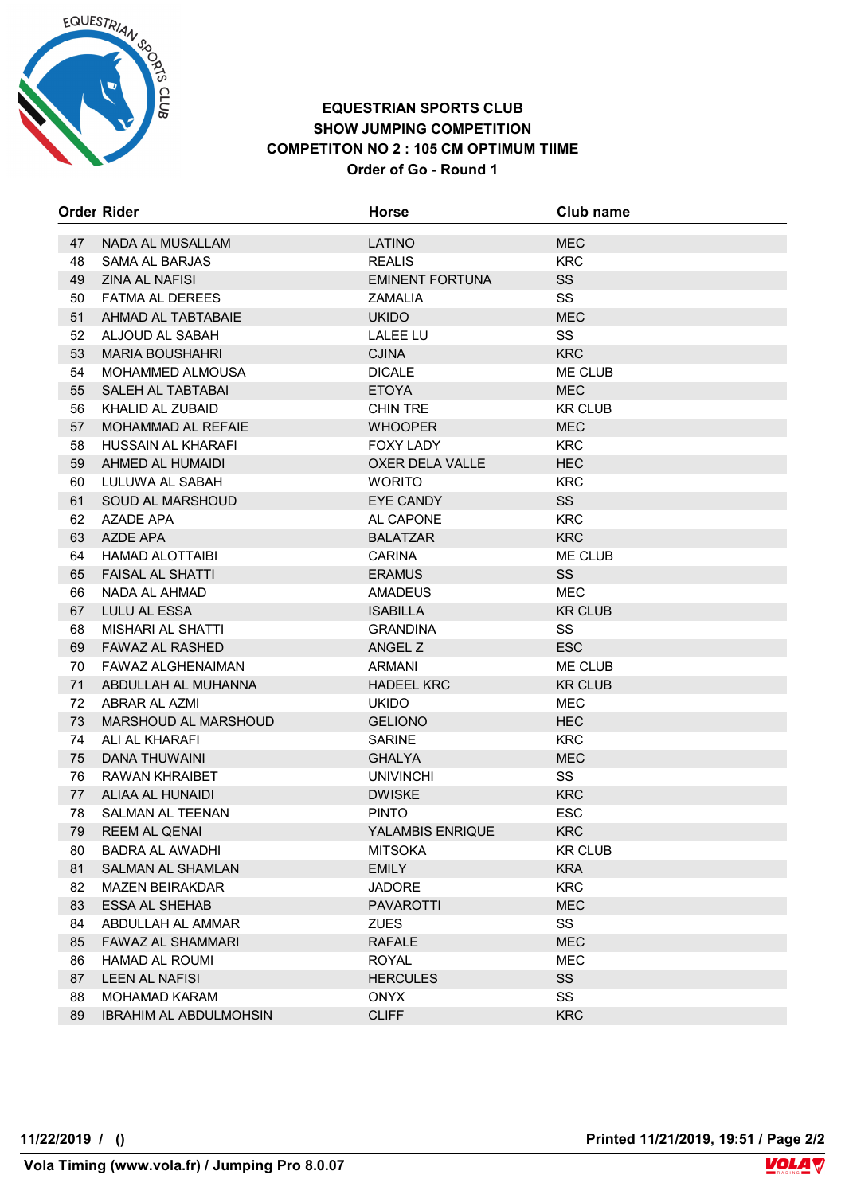**EQUESTRIAN SPORTS CLUB**
**SHOW JUMPING COMPETITION**
**COMPETITON NO 2 : 105 CM OPTIMUM TIIME**
**Order of Go - Round 1**

| Order | Rider | Horse | Club name |
|---|---|---|---|
| 47 | NADA AL MUSALLAM | LATINO | MEC |
| 48 | SAMA AL BARJAS | REALIS | KRC |
| 49 | ZINA AL NAFISI | EMINENT FORTUNA | SS |
| 50 | FATMA AL DEREES | ZAMALIA | SS |
| 51 | AHMAD AL TABTABAIE | UKIDO | MEC |
| 52 | ALJOUD AL SABAH | LALEE LU | SS |
| 53 | MARIA BOUSHAHRI | CJINA | KRC |
| 54 | MOHAMMED ALMOUSA | DICALE | ME CLUB |
| 55 | SALEH AL TABTABAI | ETOYA | MEC |
| 56 | KHALID AL ZUBAID | CHIN TRE | KR CLUB |
| 57 | MOHAMMAD AL REFAIE | WHOOPER | MEC |
| 58 | HUSSAIN AL KHARAFI | FOXY LADY | KRC |
| 59 | AHMED AL HUMAIDI | OXER DELA VALLE | HEC |
| 60 | LULUWA AL SABAH | WORITO | KRC |
| 61 | SOUD AL MARSHOUD | EYE CANDY | SS |
| 62 | AZADE APA | AL CAPONE | KRC |
| 63 | AZDE APA | BALATZAR | KRC |
| 64 | HAMAD ALOTTAIBI | CARINA | ME CLUB |
| 65 | FAISAL AL SHATTI | ERAMUS | SS |
| 66 | NADA AL AHMAD | AMADEUS | MEC |
| 67 | LULU AL ESSA | ISABILLA | KR CLUB |
| 68 | MISHARI AL SHATTI | GRANDINA | SS |
| 69 | FAWAZ AL RASHED | ANGEL Z | ESC |
| 70 | FAWAZ ALGHENAIMAN | ARMANI | ME CLUB |
| 71 | ABDULLAH AL MUHANNA | HADEEL KRC | KR CLUB |
| 72 | ABRAR AL AZMI | UKIDO | MEC |
| 73 | MARSHOUD AL MARSHOUD | GELIONO | HEC |
| 74 | ALI AL KHARAFI | SARINE | KRC |
| 75 | DANA THUWAINI | GHALYA | MEC |
| 76 | RAWAN KHRAIBET | UNIVINCHI | SS |
| 77 | ALIAA AL HUNAIDI | DWISKE | KRC |
| 78 | SALMAN AL TEENAN | PINTO | ESC |
| 79 | REEM AL QENAI | YALAMBIS ENRIQUE | KRC |
| 80 | BADRA AL AWADHI | MITSOKA | KR CLUB |
| 81 | SALMAN AL SHAMLAN | EMILY | KRA |
| 82 | MAZEN BEIRAKDAR | JADORE | KRC |
| 83 | ESSA AL SHEHAB | PAVAROTTI | MEC |
| 84 | ABDULLAH AL AMMAR | ZUES | SS |
| 85 | FAWAZ AL SHAMMARI | RAFALE | MEC |
| 86 | HAMAD AL ROUMI | ROYAL | MEC |
| 87 | LEEN AL NAFISI | HERCULES | SS |
| 88 | MOHAMAD KARAM | ONYX | SS |
| 89 | IBRAHIM AL ABDULMOHSIN | CLIFF | KRC |

**11/22/2019 / ()**

**Printed 11/21/2019, 19:51 / Page 2/2**

**Vola Timing (www.vola.fr) / Jumping Pro 8.0.07**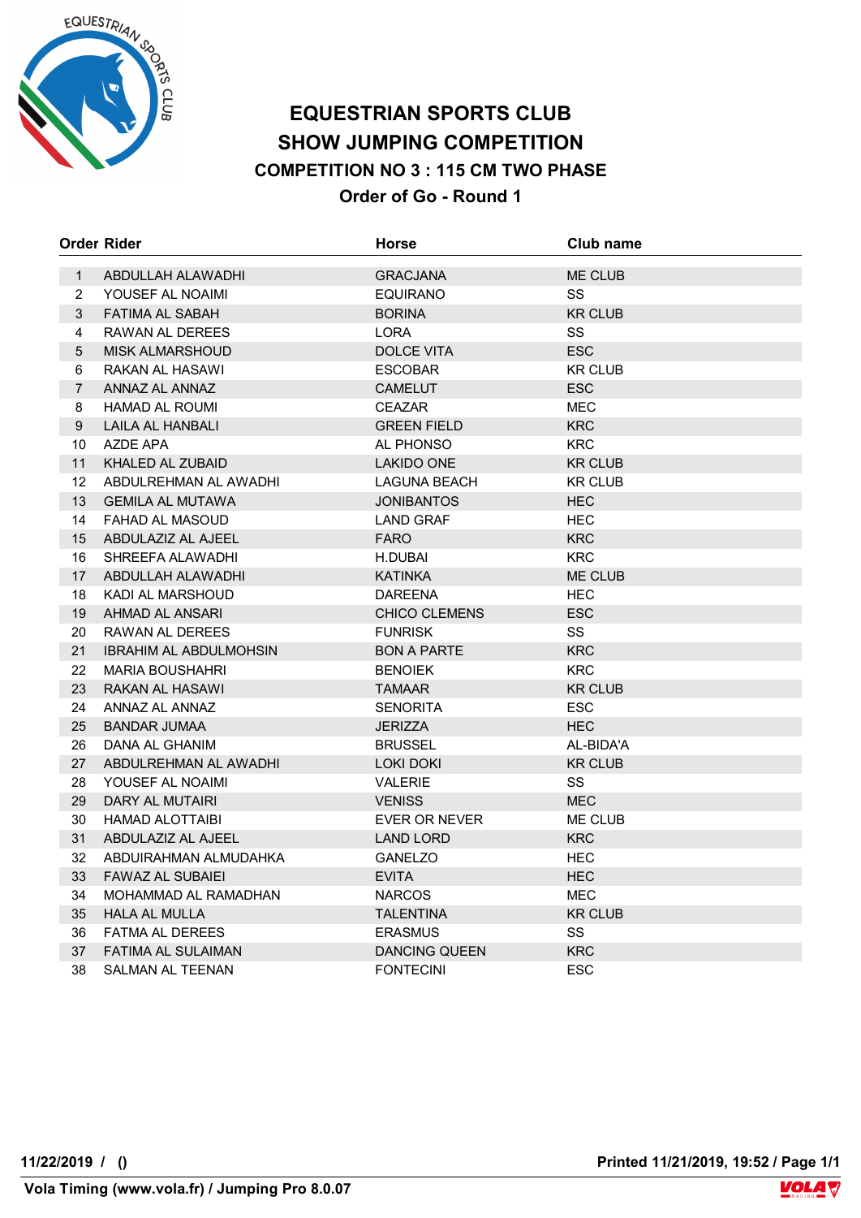# EQUESTRIAN SPORTS CLUB

## SHOW JUMPING COMPETITION

### COMPETITION NO 3 : 115 CM TWO PHASE

### Order of Go - Round 1

| Order | Rider | Horse | Club name |
|---|---|---|---|
| 1 | ABDULLAH ALAWADHI | GRACJANA | ME CLUB |
| 2 | YOUSEF AL NOAIMI | EQUIRANO | SS |
| 3 | FATIMA AL SABAH | BORINA | KR CLUB |
| 4 | RAWAN AL DEREES | LORA | SS |
| 5 | MISK ALMARSHOUD | DOLCE VITA | ESC |
| 6 | RAKAN AL HASAWI | ESCOBAR | KR CLUB |
| 7 | ANNAZ AL ANNAZ | CAMELUT | ESC |
| 8 | HAMAD AL ROUMI | CEAZAR | MEC |
| 9 | LAILA AL HANBALI | GREEN FIELD | KRC |
| 10 | AZDE APA | AL PHONSO | KRC |
| 11 | KHALED AL ZUBAID | LAKIDO ONE | KR CLUB |
| 12 | ABDULREHMAN AL AWADHI | LAGUNA BEACH | KR CLUB |
| 13 | GEMILA AL MUTAWA | JONIBANTOS | HEC |
| 14 | FAHAD AL MASOUD | LAND GRAF | HEC |
| 15 | ABDULAZIZ AL AJEEL | FARO | KRC |
| 16 | SHREEFA ALAWADHI | H.DUBAI | KRC |
| 17 | ABDULLAH ALAWADHI | KATINKA | ME CLUB |
| 18 | KADI AL MARSHOUD | DAREENA | HEC |
| 19 | AHMAD AL ANSARI | CHICO CLEMENS | ESC |
| 20 | RAWAN AL DEREES | FUNRISK | SS |
| 21 | IBRAHIM AL ABDULMOHSIN | BON A PARTE | KRC |
| 22 | MARIA BOUSHAHRI | BENOIEK | KRC |
| 23 | RAKAN AL HASAWI | TAMAAR | KR CLUB |
| 24 | ANNAZ AL ANNAZ | SENORITA | ESC |
| 25 | BANDAR JUMAA | JERIZZA | HEC |
| 26 | DANA AL GHANIM | BRUSSEL | AL-BIDA'A |
| 27 | ABDULREHMAN AL AWADHI | LOKI DOKI | KR CLUB |
| 28 | YOUSEF AL NOAIMI | VALERIE | SS |
| 29 | DARY AL MUTAIRI | VENISS | MEC |
| 30 | HAMAD ALOTTAIBI | EVER OR NEVER | ME CLUB |
| 31 | ABDULAZIZ AL AJEEL | LAND LORD | KRC |
| 32 | ABDUIRAHMAN ALMUDAHKA | GANELZO | HEC |
| 33 | FAWAZ AL SUBAIEI | EVITA | HEC |
| 34 | MOHAMMAD AL RAMADHAN | NARCOS | MEC |
| 35 | HALA AL MULLA | TALENTINA | KR CLUB |
| 36 | FATMA AL DEREES | ERASMUS | SS |
| 37 | FATIMA AL SULAIMAN | DANCING QUEEN | KRC |
| 38 | SALMAN AL TEENAN | FONTECINI | ESC |

11/22/2019 / ()

Printed 11/21/2019, 19:52 / Page 1/1

Vola Timing (www.vola.fr) / Jumping Pro 8.0.07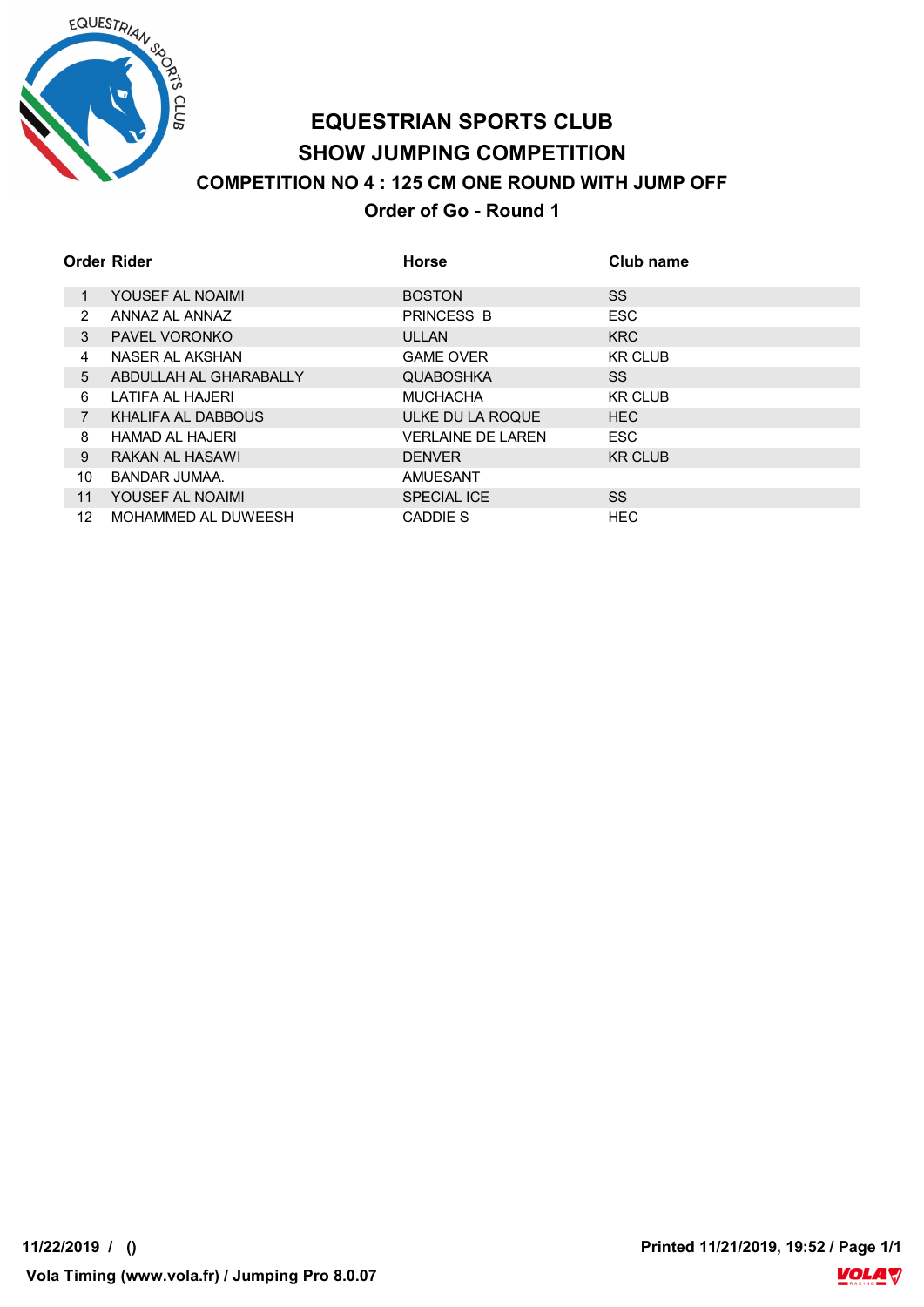# EQUESTRIAN SPORTS CLUB

## SHOW JUMPING COMPETITION

### COMPETITION NO 4 : 125 CM ONE ROUND WITH JUMP OFF

### Order of Go - Round 1

| Order | Rider | Horse | Club name |
|---|---|---|---|
| 1 | YOUSEF AL NOAIMI | BOSTON | SS |
| 2 | ANNAZ AL ANNAZ | PRINCESS B | ESC |
| 3 | PAVEL VORONKO | ULLAN | KRC |
| 4 | NASER AL AKSHAN | GAME OVER | KR CLUB |
| 5 | ABDULLAH AL GHARABALLY | QUABOSHKA | SS |
| 6 | LATIFA AL HAJERI | MUCHACHA | KR CLUB |
| 7 | KHALIFA AL DABBOUS | ULKE DU LA ROQUE | HEC |
| 8 | HAMAD AL HAJERI | VERLAINE DE LAREN | ESC |
| 9 | RAKAN AL HASAWI | DENVER | KR CLUB |
| 10 | BANDAR JUMAA. | AMUESANT | |
| 11 | YOUSEF AL NOAIMI | SPECIAL ICE | SS |
| 12 | MOHAMMED AL DUWEESH | CADDIE S | HEC |

11/22/2019 / ()

Printed 11/21/2019, 19:52 / Page 1/1

Vola Timing (www.vola.fr) / Jumping Pro 8.0.07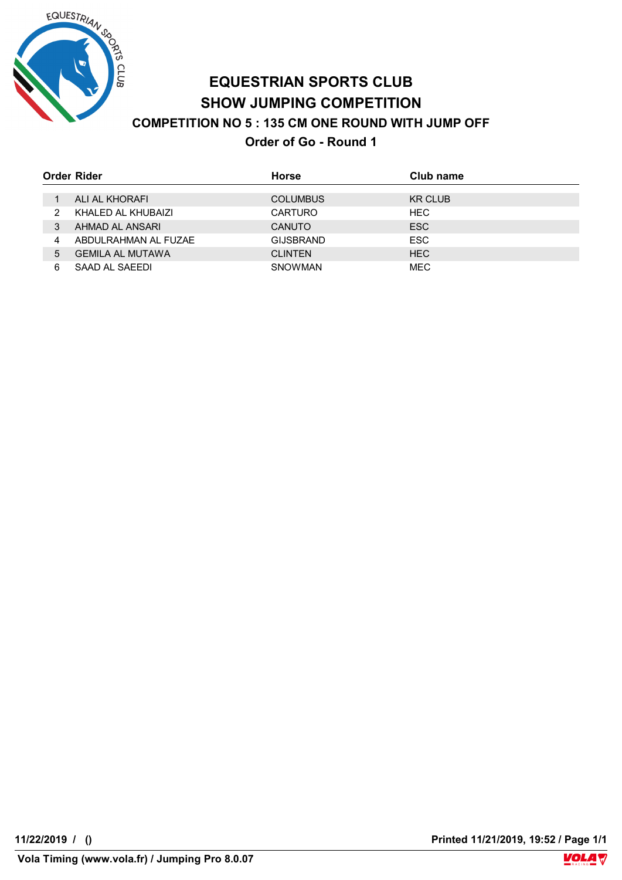# EQUESTRIAN SPORTS CLUB

## SHOW JUMPING COMPETITION

### COMPETITION NO 5 : 135 CM ONE ROUND WITH JUMP OFF

### Order of Go - Round 1

| Order | Rider | Horse | Club name |
|---|---|---|---|
| 1 | ALI AL KHORAFI | COLUMBUS | KR CLUB |
| 2 | KHALED AL KHUBAIZI | CARTURO | HEC |
| 3 | AHMAD AL ANSARI | CANUTO | ESC |
| 4 | ABDULRAHMAN AL FUZAE | GIJSBRAND | ESC |
| 5 | GEMILA AL MUTAWA | CLINTEN | HEC |
| 6 | SAAD AL SAEEDI | SNOWMAN | MEC |

**11/22/2019 / ()**

**Printed 11/21/2019, 19:52 / Page 1/1**

**Vola Timing (www.vola.fr) / Jumping Pro 8.0.07**